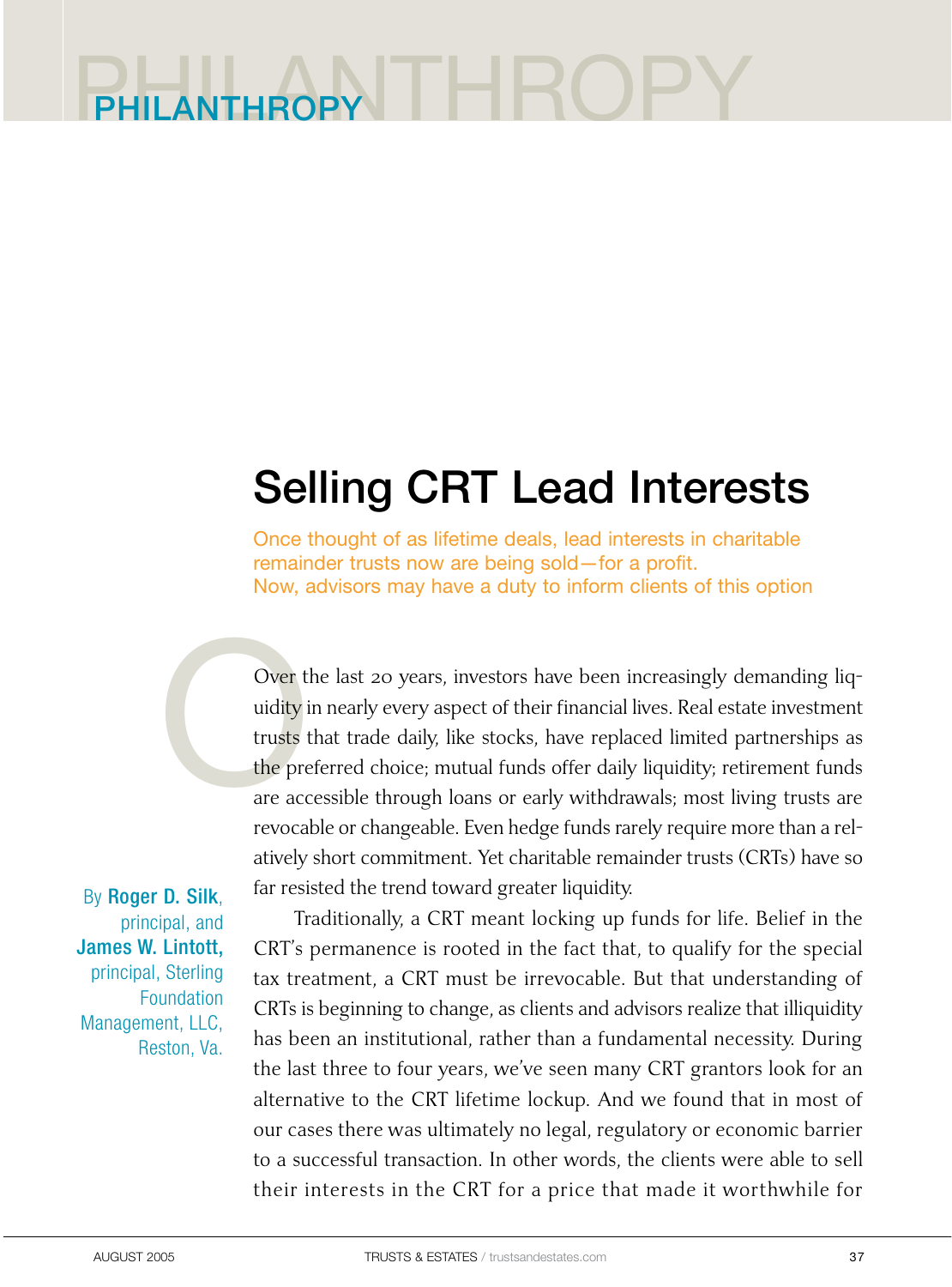PHILANTHROPY

# Selling CRT Lead Interests

Once thought of as lifetime deals, lead interests in charitable remainder trusts now are being sold—for a profit. Now, advisors may have a duty to inform clients of this option

By **Roger D. Silk**, principal, and **James W. Lintott,** principal, Sterling Foundation Management, LLC, Reston, Va.

Over the last 20 years, investors have been increasingly demanding liquidity in nearly every aspect of their financial lives. Real estate investment trusts that trade daily, like stocks, have replaced limited partnerships as the preferred choice; mutual funds offer daily liquidity; retirement funds are accessible through loans or early withdrawals; most living trusts are revocable or changeable. Even hedge funds rarely require more than a relatively short commitment. Yet charitable remainder trusts (CRTs) have so far resisted the trend toward greater liquidity.

Traditionally, a CRT meant locking up funds for life. Belief in the CRT's permanence is rooted in the fact that, to qualify for the special tax treatment, a CRT must be irrevocable. But that understanding of CRTs is beginning to change, as clients and advisors realize that illiquidity has been an institutional, rather than a fundamental necessity. During the last three to four years, we've seen many CRT grantors look for an alternative to the CRT lifetime lockup. And we found that in most of our cases there was ultimately no legal, regulatory or economic barrier to a successful transaction. In other words, the clients were able to sell their interests in the CRT for a price that made it worthwhile for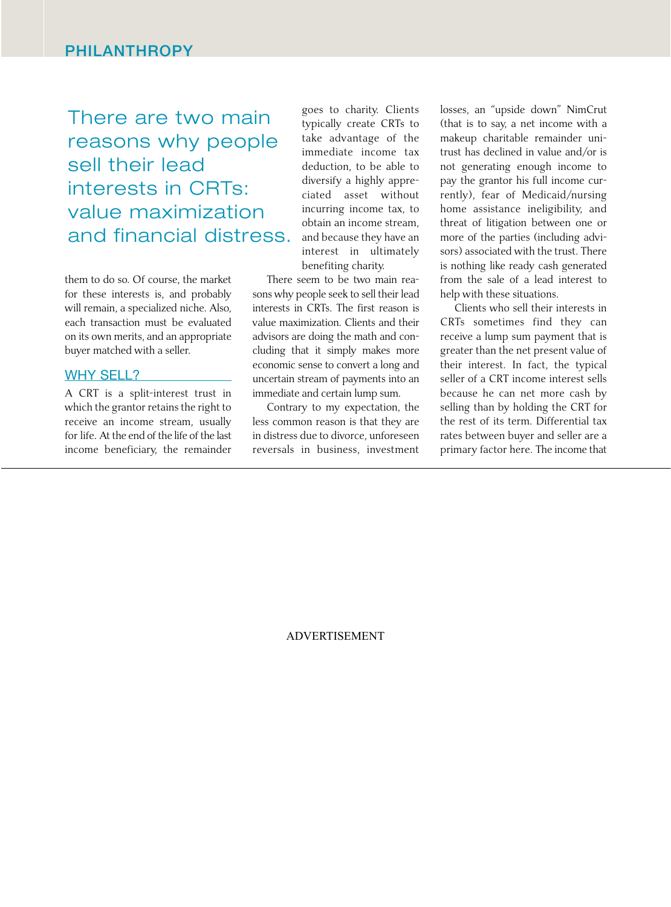> There are two main reasons why people sell their lead interests in CRTs: value maximization and financial distress.

them to do so. Of course, the market for these interests is, and probably will remain, a specialized niche. Also, each transaction must be evaluated on its own merits, and an appropriate buyer matched with a seller.

## WHY SELL?

A CRT is a split-interest trust in which the grantor retains the right to receive an income stream, usually for life. At the end of the life of the last income beneficiary, the remainder goes to charity. Clients typically create CRTs to take advantage of the immediate income tax deduction, to be able to diversify a highly appreciated asset without incurring income tax, to obtain an income stream, and because they have an interest in ultimately benefiting charity.

There seem to be two main reasons why people seek to sell their lead interests in CRTs. The first reason is value maximization. Clients and their advisors are doing the math and concluding that it simply makes more economic sense to convert a long and uncertain stream of payments into an immediate and certain lump sum.

Contrary to my expectation, the less common reason is that they are in distress due to divorce, unforeseen reversals in business, investment losses, an "upside down" NimCrut (that is to say, a net income with a makeup charitable remainder unitrust has declined in value and/or is not generating enough income to pay the grantor his full income currently), fear of Medicaid/nursing home assistance ineligibility, and threat of litigation between one or more of the parties (including advisors) associated with the trust. There is nothing like ready cash generated from the sale of a lead interest to help with these situations.

Clients who sell their interests in CRTs sometimes find they can receive a lump sum payment that is greater than the net present value of their interest. In fact, the typical seller of a CRT income interest sells because he can net more cash by selling than by holding the CRT for the rest of its term. Differential tax rates between buyer and seller are a primary factor here. The income that

ADVERTISEMENT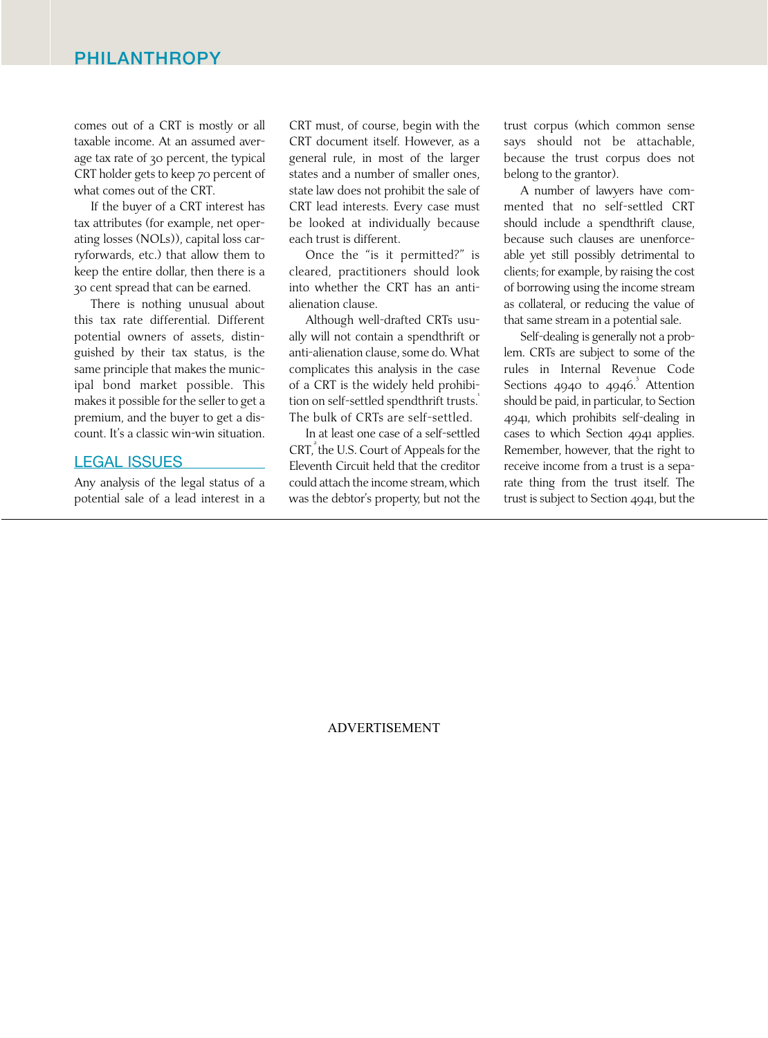comes out of a CRT is mostly or all taxable income. At an assumed average tax rate of 30 percent, the typical CRT holder gets to keep 70 percent of what comes out of the CRT.

If the buyer of a CRT interest has tax attributes (for example, net operating losses (NOLs)), capital loss carryforwards, etc.) that allow them to keep the entire dollar, then there is a 30 cent spread that can be earned.

There is nothing unusual about this tax rate differential. Different potential owners of assets, distinguished by their tax status, is the same principle that makes the municipal bond market possible. This makes it possible for the seller to get a premium, and the buyer to get a discount. It's a classic win-win situation.

## LEGAL ISSUES

Any analysis of the legal status of a potential sale of a lead interest in a CRT must, of course, begin with the CRT document itself. However, as a general rule, in most of the larger states and a number of smaller ones, state law does not prohibit the sale of CRT lead interests. Every case must be looked at individually because each trust is different.

Once the "is it permitted?" is cleared, practitioners should look into whether the CRT has an anti-alienation clause.

Although well-drafted CRTs usually will not contain a spendthrift or anti-alienation clause, some do. What complicates this analysis in the case of a CRT is the widely held prohibition on self-settled spendthrift trusts.[1] The bulk of CRTs are self-settled.

In at least one case of a self-settled CRT,[2] the U.S. Court of Appeals for the Eleventh Circuit held that the creditor could attach the income stream, which was the debtor's property, but not the trust corpus (which common sense says should not be attachable, because the trust corpus does not belong to the grantor).

A number of lawyers have commented that no self-settled CRT should include a spendthrift clause, because such clauses are unenforceable yet still possibly detrimental to clients; for example, by raising the cost of borrowing using the income stream as collateral, or reducing the value of that same stream in a potential sale.

Self-dealing is generally not a problem. CRTs are subject to some of the rules in Internal Revenue Code Sections 4940 to 4946.[3] Attention should be paid, in particular, to Section 4941, which prohibits self-dealing in cases to which Section 4941 applies. Remember, however, that the right to receive income from a trust is a separate thing from the trust itself. The trust is subject to Section 4941, but the

ADVERTISEMENT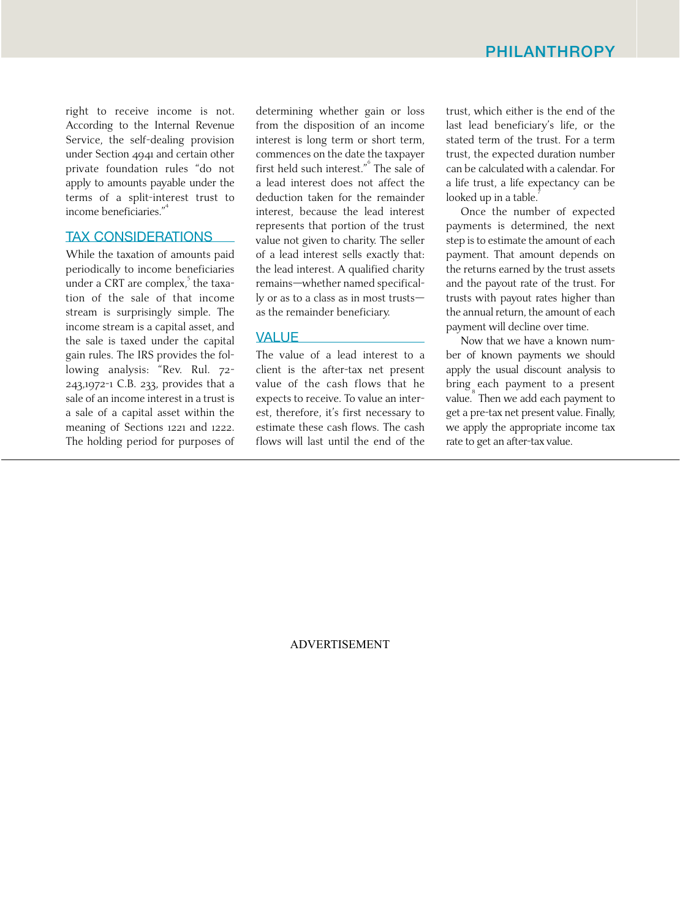right to receive income is not. According to the Internal Revenue Service, the self-dealing provision under Section 4941 and certain other private foundation rules "do not apply to amounts payable under the terms of a split-interest trust to income beneficiaries."[4]

## TAX CONSIDERATIONS

While the taxation of amounts paid periodically to income beneficiaries under a CRT are complex,[5] the taxation of the sale of that income stream is surprisingly simple. The income stream is a capital asset, and the sale is taxed under the capital gain rules. The IRS provides the following analysis: "Rev. Rul. 72-243,1972-1 C.B. 233, provides that a sale of an income interest in a trust is a sale of a capital asset within the meaning of Sections 1221 and 1222. The holding period for purposes of determining whether gain or loss from the disposition of an income interest is long term or short term, commences on the date the taxpayer first held such interest."[6] The sale of a lead interest does not affect the deduction taken for the remainder interest, because the lead interest represents that portion of the trust value not given to charity. The seller of a lead interest sells exactly that: the lead interest. A qualified charity remains—whether named specifically or as to a class as in most trusts—as the remainder beneficiary.

## VALUE

The value of a lead interest to a client is the after-tax net present value of the cash flows that he expects to receive. To value an interest, therefore, it's first necessary to estimate these cash flows. The cash flows will last until the end of the trust, which either is the end of the last lead beneficiary's life, or the stated term of the trust. For a term trust, the expected duration number can be calculated with a calendar. For a life trust, a life expectancy can be looked up in a table.[7]

Once the number of expected payments is determined, the next step is to estimate the amount of each payment. That amount depends on the returns earned by the trust assets and the payout rate of the trust. For trusts with payout rates higher than the annual return, the amount of each payment will decline over time.

Now that we have a known number of known payments we should apply the usual discount analysis to bring each payment to a present value.[8] Then we add each payment to get a pre-tax net present value. Finally, we apply the appropriate income tax rate to get an after-tax value.

ADVERTISEMENT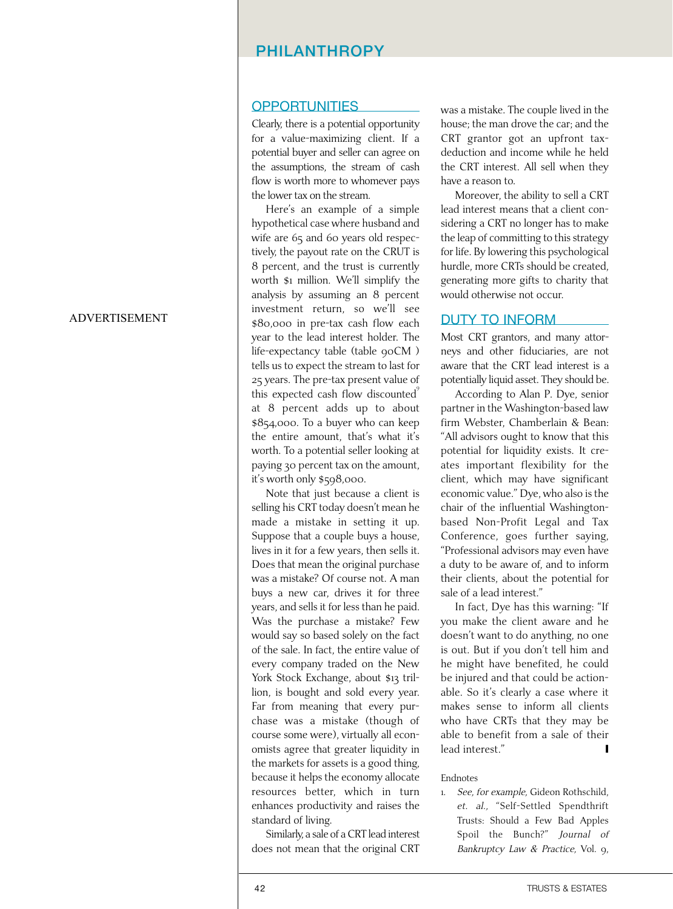## OPPORTUNITIES

Clearly, there is a potential opportunity for a value-maximizing client. If a potential buyer and seller can agree on the assumptions, the stream of cash flow is worth more to whomever pays the lower tax on the stream.

Here's an example of a simple hypothetical case where husband and wife are 65 and 60 years old respectively, the payout rate on the CRUT is 8 percent, and the trust is currently worth $1 million. We'll simplify the analysis by assuming an 8 percent investment return, so we'll see $80,000 in pre-tax cash flow each year to the lead interest holder. The life-expectancy table (table 90CM ) tells us to expect the stream to last for 25 years. The pre-tax present value of this expected cash flow discounted[9] at 8 percent adds up to about $854,000. To a buyer who can keep the entire amount, that's what it's worth. To a potential seller looking at paying 30 percent tax on the amount, it's worth only $598,000.

Note that just because a client is selling his CRT today doesn't mean he made a mistake in setting it up. Suppose that a couple buys a house, lives in it for a few years, then sells it. Does that mean the original purchase was a mistake? Of course not. A man buys a new car, drives it for three years, and sells it for less than he paid. Was the purchase a mistake? Few would say so based solely on the fact of the sale. In fact, the entire value of every company traded on the New York Stock Exchange, about $13 trillion, is bought and sold every year. Far from meaning that every purchase was a mistake (though of course some were), virtually all economists agree that greater liquidity in the markets for assets is a good thing, because it helps the economy allocate resources better, which in turn enhances productivity and raises the standard of living.

Similarly, a sale of a CRT lead interest does not mean that the original CRT was a mistake. The couple lived in the house; the man drove the car; and the CRT grantor got an upfront tax-deduction and income while he held the CRT interest. All sell when they have a reason to.

Moreover, the ability to sell a CRT lead interest means that a client considering a CRT no longer has to make the leap of committing to this strategy for life. By lowering this psychological hurdle, more CRTs should be created, generating more gifts to charity that would otherwise not occur.

## DUTY TO INFORM

Most CRT grantors, and many attorneys and other fiduciaries, are not aware that the CRT lead interest is a potentially liquid asset. They should be.

According to Alan P. Dye, senior partner in the Washington-based law firm Webster, Chamberlain & Bean: "All advisors ought to know that this potential for liquidity exists. It creates important flexibility for the client, which may have significant economic value." Dye, who also is the chair of the influential Washington-based Non-Profit Legal and Tax Conference, goes further saying, "Professional advisors may even have a duty to be aware of, and to inform their clients, about the potential for sale of a lead interest."

In fact, Dye has this warning: "If you make the client aware and he doesn't want to do anything, no one is out. But if you don't tell him and he might have benefited, he could be injured and that could be actionable. So it's clearly a case where it makes sense to inform all clients who have CRTs that they may be able to benefit from a sale of their lead interest."

Endnotes

1. *See, for example,* Gideon Rothschild, *et. al.,* "Self-Settled Spendthrift Trusts: Should a Few Bad Apples Spoil the Bunch?" *Journal of Bankruptcy Law & Practice,* Vol. 9,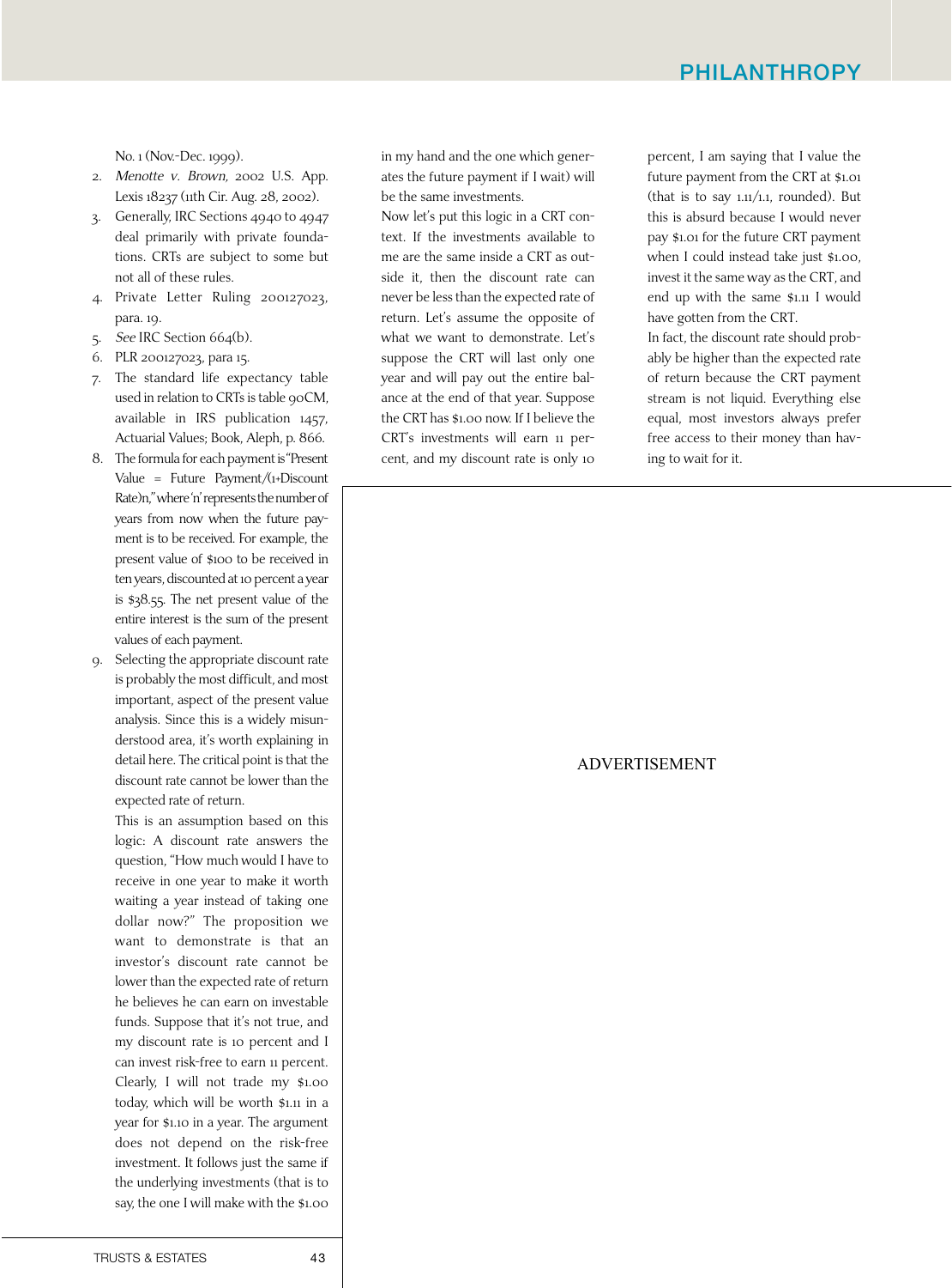No. 1 (Nov.-Dec. 1999).

2. *Menotte v. Brown*, 2002 U.S. App. Lexis 18237 (11th Cir. Aug. 28, 2002).
3. Generally, IRC Sections 4940 to 4947 deal primarily with private foundations. CRTs are subject to some but not all of these rules.
4. Private Letter Ruling 200127023, para. 19.
5. *See* IRC Section 664(b).
6. PLR 200127023, para 15.
7. The standard life expectancy table used in relation to CRTs is table 90CM, available in IRS publication 1457, Actuarial Values; Book, Aleph, p. 866.
8. The formula for each payment is "Present Value = Future Payment/(1+Discount Rate)n," where 'n' represents the number of years from now when the future payment is to be received. For example, the present value of $100 to be received in ten years, discounted at 10 percent a year is $38.55. The net present value of the entire interest is the sum of the present values of each payment.
9. Selecting the appropriate discount rate is probably the most difficult, and most important, aspect of the present value analysis. Since this is a widely misunderstood area, it's worth explaining in detail here. The critical point is that the discount rate cannot be lower than the expected rate of return.

   This is an assumption based on this logic: A discount rate answers the question, "How much would I have to receive in one year to make it worth waiting a year instead of taking one dollar now?" The proposition we want to demonstrate is that an investor's discount rate cannot be lower than the expected rate of return he believes he can earn on investable funds. Suppose that it's not true, and my discount rate is 10 percent and I can invest risk-free to earn 11 percent. Clearly, I will not trade my $1.00 today, which will be worth $1.11 in a year for $1.10 in a year. The argument does not depend on the risk-free investment. It follows just the same if the underlying investments (that is to say, the one I will make with the $1.00 in my hand and the one which generates the future payment if I wait) will be the same investments.

   Now let's put this logic in a CRT context. If the investments available to me are the same inside a CRT as outside it, then the discount rate can never be less than the expected rate of return. Let's assume the opposite of what we want to demonstrate. Let's suppose the CRT will last only one year and will pay out the entire balance at the end of that year. Suppose the CRT has $1.00 now. If I believe the CRT's investments will earn 11 percent, and my discount rate is only 10 percent, I am saying that I value the future payment from the CRT at $1.01 (that is to say 1.11/1.1, rounded). But this is absurd because I would never pay $1.01 for the future CRT payment when I could instead take just $1.00, invest it the same way as the CRT, and end up with the same $1.11 I would have gotten from the CRT.

   In fact, the discount rate should probably be higher than the expected rate of return because the CRT payment stream is not liquid. Everything else equal, most investors always prefer free access to their money than having to wait for it.

ADVERTISEMENT